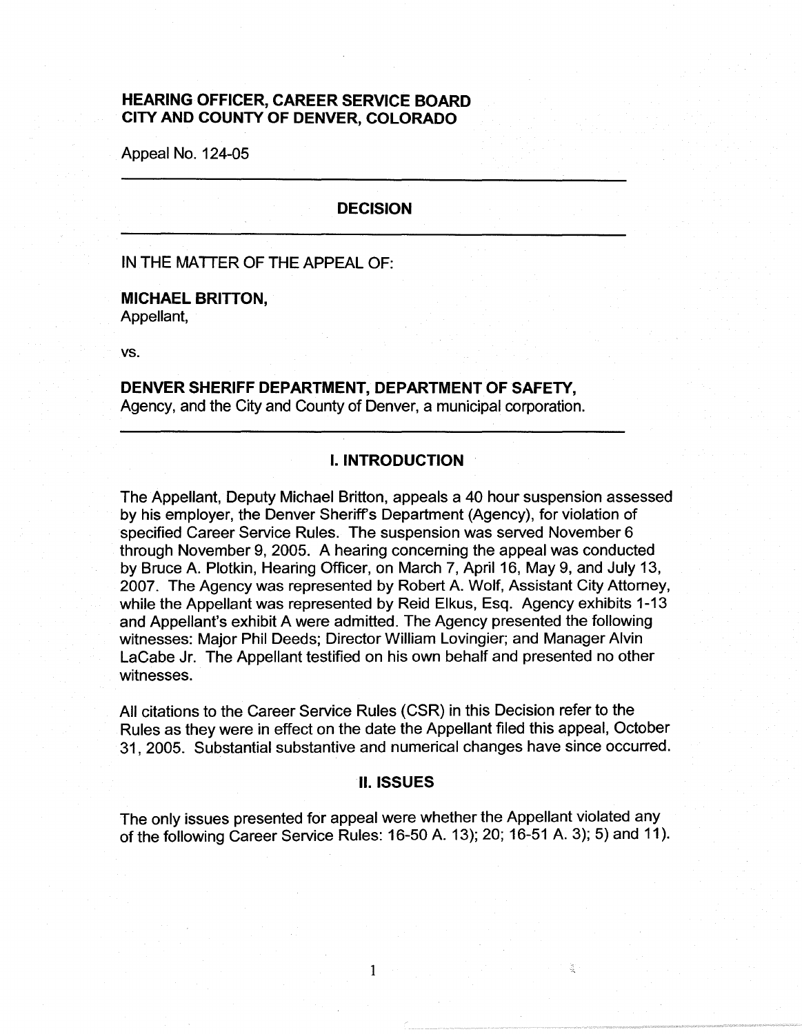**HEARING OFFICER, CAREER SERVICE BOARD**
**CITY AND COUNTY OF DENVER, COLORADO**

Appeal No. 124-05

---

## DECISION

---

IN THE MATTER OF THE APPEAL OF:

**MICHAEL BRITTON,**
Appellant,

vs.

**DENVER SHERIFF DEPARTMENT, DEPARTMENT OF SAFETY,**
Agency, and the City and County of Denver, a municipal corporation.

---

## I. INTRODUCTION

The Appellant, Deputy Michael Britton, appeals a 40 hour suspension assessed by his employer, the Denver Sheriff's Department (Agency), for violation of specified Career Service Rules. The suspension was served November 6 through November 9, 2005. A hearing concerning the appeal was conducted by Bruce A. Plotkin, Hearing Officer, on March 7, April 16, May 9, and July 13, 2007. The Agency was represented by Robert A. Wolf, Assistant City Attorney, while the Appellant was represented by Reid Elkus, Esq. Agency exhibits 1-13 and Appellant's exhibit A were admitted. The Agency presented the following witnesses: Major Phil Deeds; Director William Lovingier; and Manager Alvin LaCabe Jr. The Appellant testified on his own behalf and presented no other witnesses.

All citations to the Career Service Rules (CSR) in this Decision refer to the Rules as they were in effect on the date the Appellant filed this appeal, October 31, 2005. Substantial substantive and numerical changes have since occurred.

## II. ISSUES

The only issues presented for appeal were whether the Appellant violated any of the following Career Service Rules: 16-50 A. 13); 20; 16-51 A. 3); 5) and 11).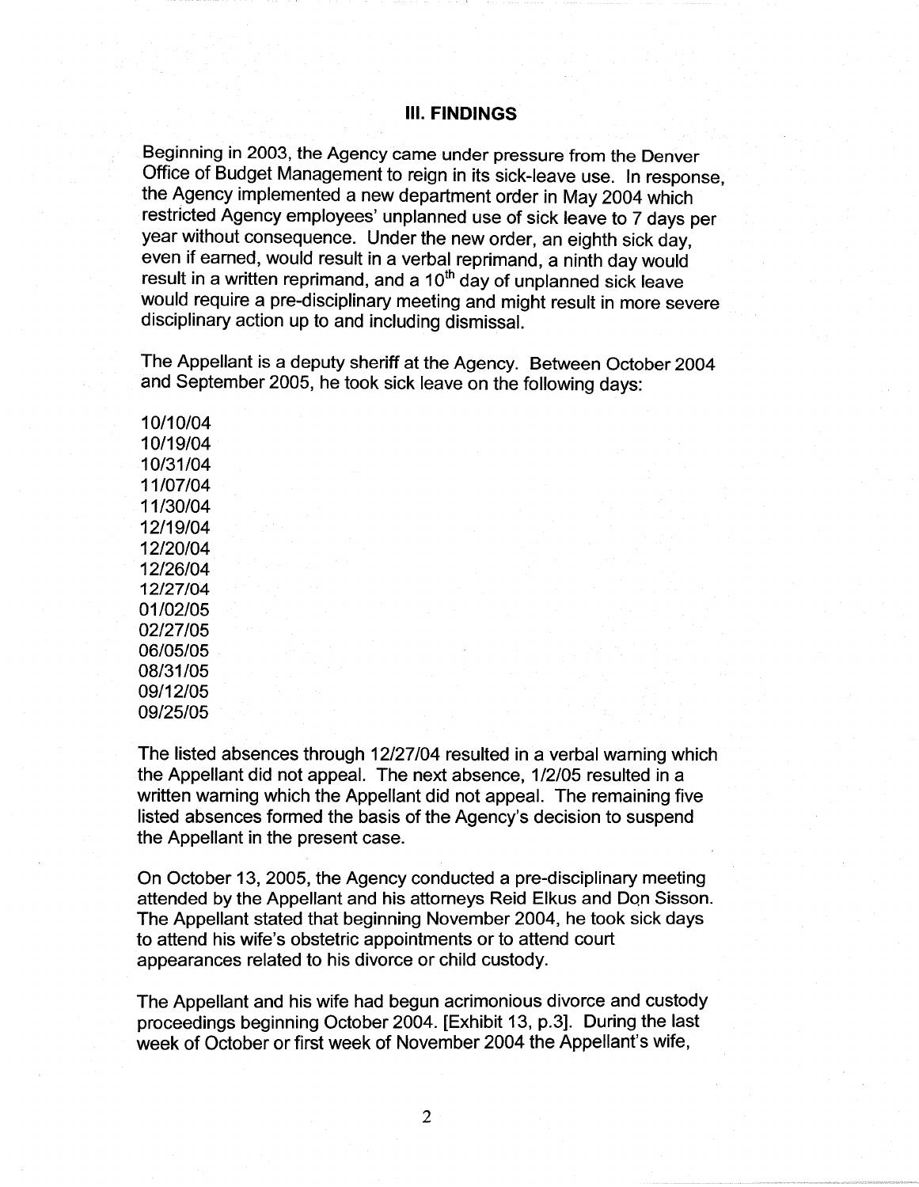## III. FINDINGS

Beginning in 2003, the Agency came under pressure from the Denver Office of Budget Management to reign in its sick-leave use. In response, the Agency implemented a new department order in May 2004 which restricted Agency employees' unplanned use of sick leave to 7 days per year without consequence. Under the new order, an eighth sick day, even if earned, would result in a verbal reprimand, a ninth day would result in a written reprimand, and a 10th day of unplanned sick leave would require a pre-disciplinary meeting and might result in more severe disciplinary action up to and including dismissal.

The Appellant is a deputy sheriff at the Agency. Between October 2004 and September 2005, he took sick leave on the following days:

10/10/04
10/19/04
10/31/04
11/07/04
11/30/04
12/19/04
12/20/04
12/26/04
12/27/04
01/02/05
02/27/05
06/05/05
08/31/05
09/12/05
09/25/05

The listed absences through 12/27/04 resulted in a verbal warning which the Appellant did not appeal. The next absence, 1/2/05 resulted in a written warning which the Appellant did not appeal. The remaining five listed absences formed the basis of the Agency's decision to suspend the Appellant in the present case.

On October 13, 2005, the Agency conducted a pre-disciplinary meeting attended by the Appellant and his attorneys Reid Elkus and Don Sisson. The Appellant stated that beginning November 2004, he took sick days to attend his wife's obstetric appointments or to attend court appearances related to his divorce or child custody.

The Appellant and his wife had begun acrimonious divorce and custody proceedings beginning October 2004. [Exhibit 13, p.3]. During the last week of October or first week of November 2004 the Appellant's wife,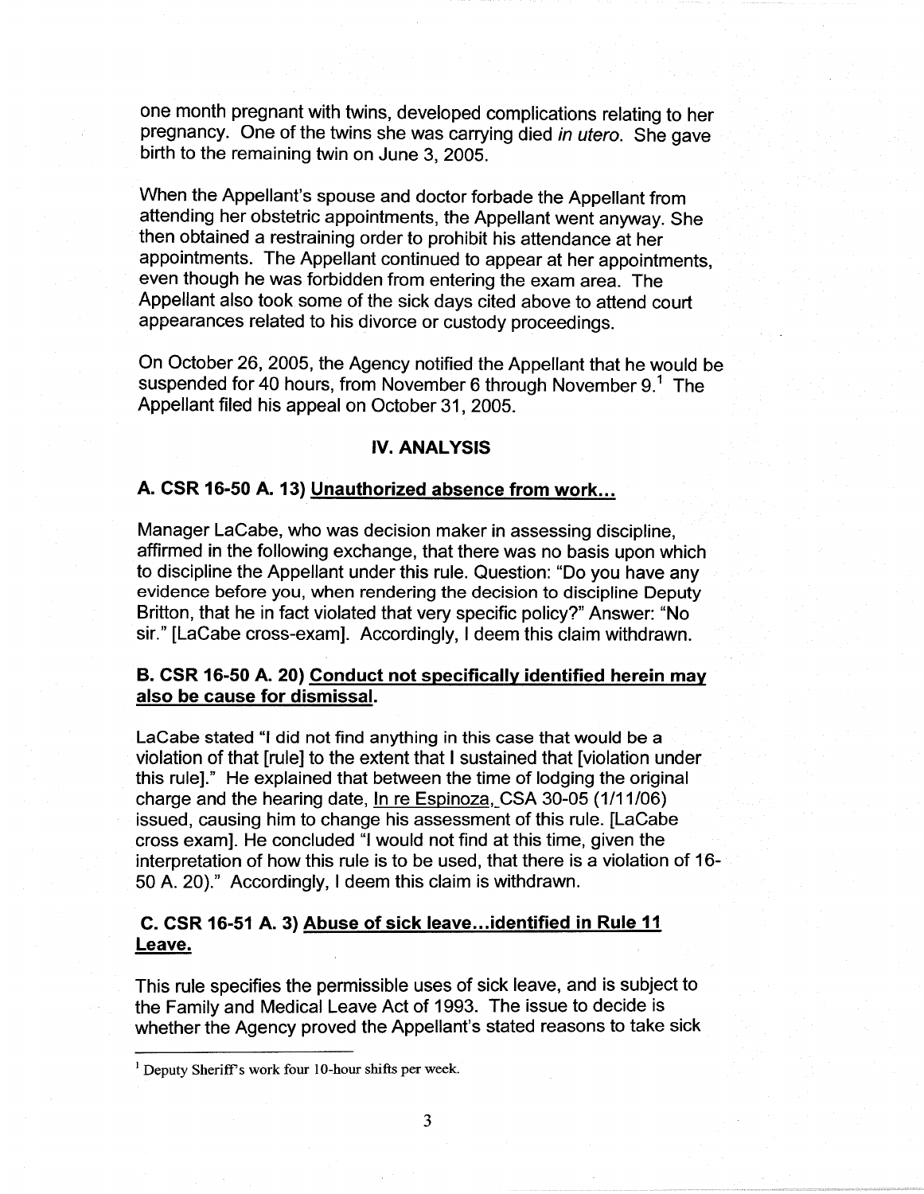one month pregnant with twins, developed complications relating to her pregnancy. One of the twins she was carrying died *in utero*. She gave birth to the remaining twin on June 3, 2005.

When the Appellant's spouse and doctor forbade the Appellant from attending her obstetric appointments, the Appellant went anyway. She then obtained a restraining order to prohibit his attendance at her appointments. The Appellant continued to appear at her appointments, even though he was forbidden from entering the exam area. The Appellant also took some of the sick days cited above to attend court appearances related to his divorce or custody proceedings.

On October 26, 2005, the Agency notified the Appellant that he would be suspended for 40 hours, from November 6 through November 9.[1] The Appellant filed his appeal on October 31, 2005.

## IV. ANALYSIS

### A. CSR 16-50 A. 13) Unauthorized absence from work...

Manager LaCabe, who was decision maker in assessing discipline, affirmed in the following exchange, that there was no basis upon which to discipline the Appellant under this rule. Question: "Do you have any evidence before you, when rendering the decision to discipline Deputy Britton, that he in fact violated that very specific policy?" Answer: "No sir." [LaCabe cross-exam]. Accordingly, I deem this claim withdrawn.

### B. CSR 16-50 A. 20) Conduct not specifically identified herein may also be cause for dismissal.

LaCabe stated "I did not find anything in this case that would be a violation of that [rule] to the extent that I sustained that [violation under this rule]." He explained that between the time of lodging the original charge and the hearing date, In re Espinoza, CSA 30-05 (1/11/06) issued, causing him to change his assessment of this rule. [LaCabe cross exam]. He concluded "I would not find at this time, given the interpretation of how this rule is to be used, that there is a violation of 16-50 A. 20)." Accordingly, I deem this claim is withdrawn.

### C. CSR 16-51 A. 3) Abuse of sick leave...identified in Rule 11 Leave.

This rule specifies the permissible uses of sick leave, and is subject to the Family and Medical Leave Act of 1993. The issue to decide is whether the Agency proved the Appellant's stated reasons to take sick

---

[1] Deputy Sheriff's work four 10-hour shifts per week.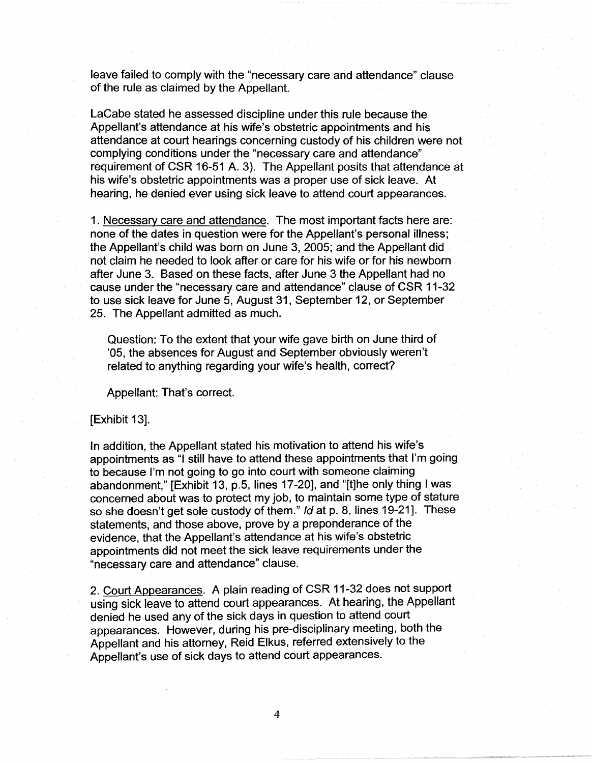leave failed to comply with the "necessary care and attendance" clause of the rule as claimed by the Appellant.

LaCabe stated he assessed discipline under this rule because the Appellant's attendance at his wife's obstetric appointments and his attendance at court hearings concerning custody of his children were not complying conditions under the "necessary care and attendance" requirement of CSR 16-51 A. 3). The Appellant posits that attendance at his wife's obstetric appointments was a proper use of sick leave. At hearing, he denied ever using sick leave to attend court appearances.

1. Necessary care and attendance. The most important facts here are: none of the dates in question were for the Appellant's personal illness; the Appellant's child was born on June 3, 2005; and the Appellant did not claim he needed to look after or care for his wife or for his newborn after June 3. Based on these facts, after June 3 the Appellant had no cause under the "necessary care and attendance" clause of CSR 11-32 to use sick leave for June 5, August 31, September 12, or September 25. The Appellant admitted as much.

> Question: To the extent that your wife gave birth on June third of '05, the absences for August and September obviously weren't related to anything regarding your wife's health, correct?
>
> Appellant: That's correct.

[Exhibit 13].

In addition, the Appellant stated his motivation to attend his wife's appointments as "I still have to attend these appointments that I'm going to because I'm not going to go into court with someone claiming abandonment," [Exhibit 13, p.5, lines 17-20], and "[t]he only thing I was concerned about was to protect my job, to maintain some type of stature so she doesn't get sole custody of them." *Id* at p. 8, lines 19-21]. These statements, and those above, prove by a preponderance of the evidence, that the Appellant's attendance at his wife's obstetric appointments did not meet the sick leave requirements under the "necessary care and attendance" clause.

2. Court Appearances. A plain reading of CSR 11-32 does not support using sick leave to attend court appearances. At hearing, the Appellant denied he used any of the sick days in question to attend court appearances. However, during his pre-disciplinary meeting, both the Appellant and his attorney, Reid Elkus, referred extensively to the Appellant's use of sick days to attend court appearances.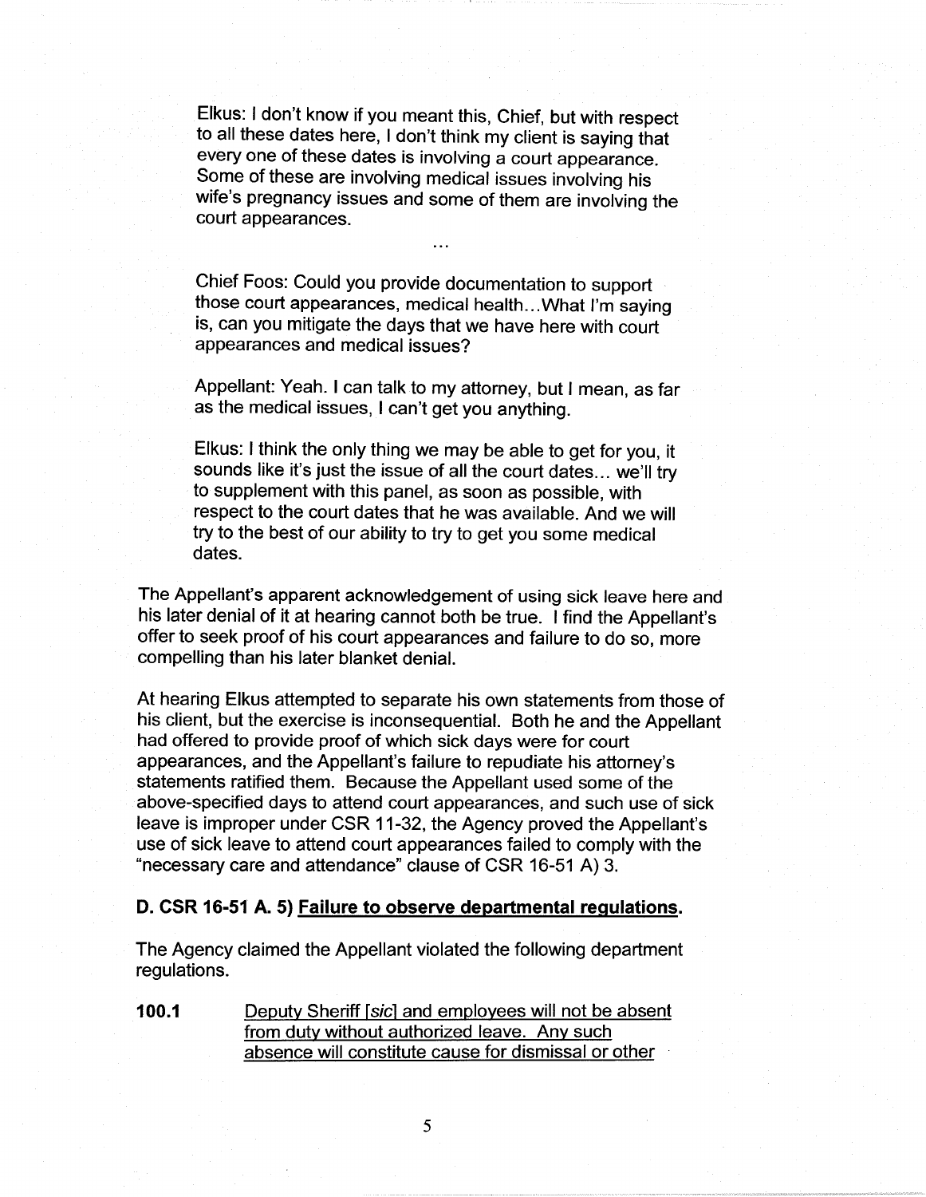> Elkus: I don't know if you meant this, Chief, but with respect to all these dates here, I don't think my client is saying that every one of these dates is involving a court appearance. Some of these are involving medical issues involving his wife's pregnancy issues and some of them are involving the court appearances.
>
> ...
>
> Chief Foos: Could you provide documentation to support those court appearances, medical health…What I'm saying is, can you mitigate the days that we have here with court appearances and medical issues?
>
> Appellant: Yeah. I can talk to my attorney, but I mean, as far as the medical issues, I can't get you anything.
>
> Elkus: I think the only thing we may be able to get for you, it sounds like it's just the issue of all the court dates… we'll try to supplement with this panel, as soon as possible, with respect to the court dates that he was available. And we will try to the best of our ability to try to get you some medical dates.

The Appellant's apparent acknowledgement of using sick leave here and his later denial of it at hearing cannot both be true. I find the Appellant's offer to seek proof of his court appearances and failure to do so, more compelling than his later blanket denial.

At hearing Elkus attempted to separate his own statements from those of his client, but the exercise is inconsequential. Both he and the Appellant had offered to provide proof of which sick days were for court appearances, and the Appellant's failure to repudiate his attorney's statements ratified them. Because the Appellant used some of the above-specified days to attend court appearances, and such use of sick leave is improper under CSR 11-32, the Agency proved the Appellant's use of sick leave to attend court appearances failed to comply with the "necessary care and attendance" clause of CSR 16-51 A) 3.

### D. CSR 16-51 A. 5) Failure to observe departmental regulations.

The Agency claimed the Appellant violated the following department regulations.

**100.1** Deputy Sheriff [*sic*] and employees will not be absent from duty without authorized leave. Any such absence will constitute cause for dismissal or other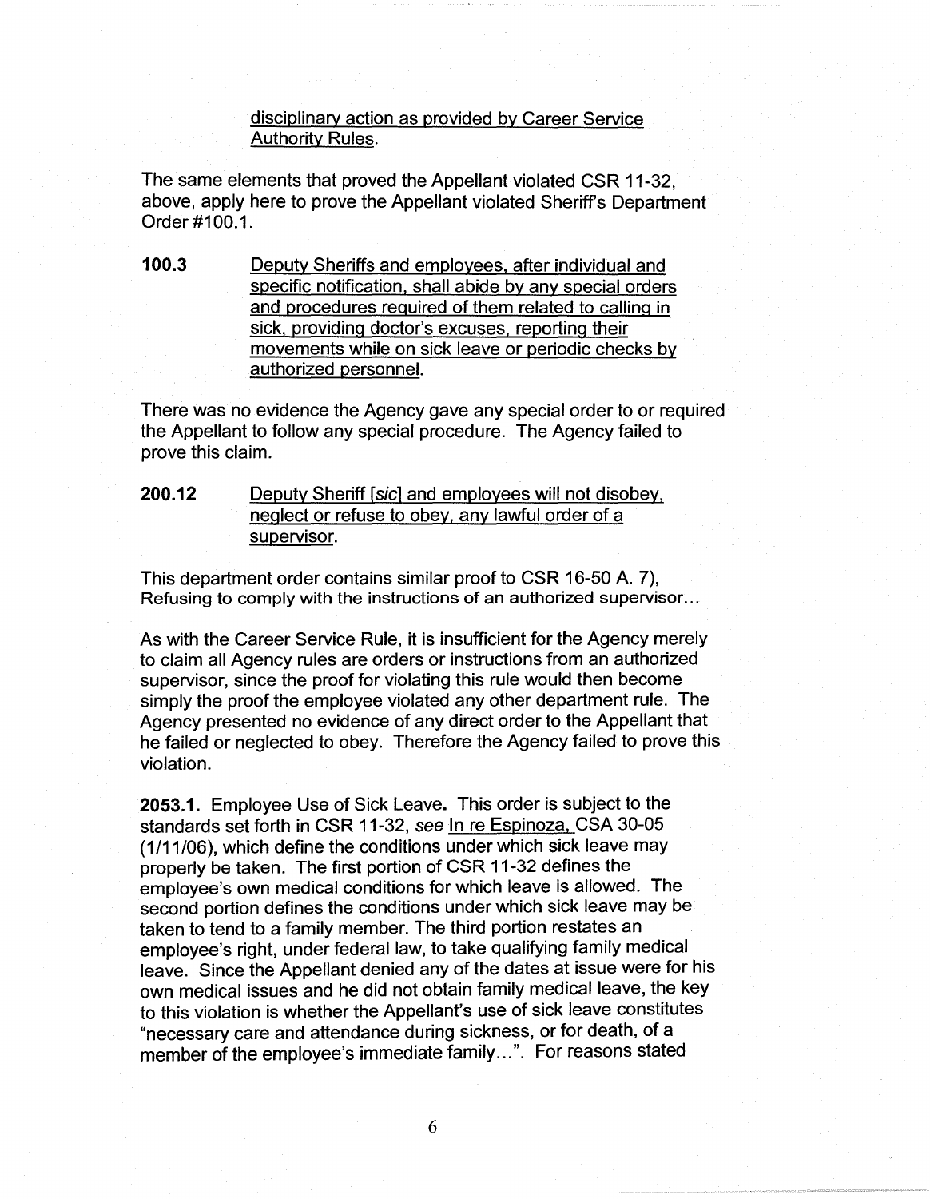disciplinary action as provided by Career Service Authority Rules.

The same elements that proved the Appellant violated CSR 11-32, above, apply here to prove the Appellant violated Sheriff's Department Order #100.1.

**100.3** Deputy Sheriffs and employees, after individual and specific notification, shall abide by any special orders and procedures required of them related to calling in sick, providing doctor's excuses, reporting their movements while on sick leave or periodic checks by authorized personnel.

There was no evidence the Agency gave any special order to or required the Appellant to follow any special procedure. The Agency failed to prove this claim.

**200.12** Deputy Sheriff [*sic*] and employees will not disobey, neglect or refuse to obey, any lawful order of a supervisor.

This department order contains similar proof to CSR 16-50 A. 7), Refusing to comply with the instructions of an authorized supervisor...

As with the Career Service Rule, it is insufficient for the Agency merely to claim all Agency rules are orders or instructions from an authorized supervisor, since the proof for violating this rule would then become simply the proof the employee violated any other department rule. The Agency presented no evidence of any direct order to the Appellant that he failed or neglected to obey. Therefore the Agency failed to prove this violation.

**2053.1.** Employee Use of Sick Leave**.** This order is subject to the standards set forth in CSR 11-32, *see* In re Espinoza, CSA 30-05 (1/11/06), which define the conditions under which sick leave may properly be taken. The first portion of CSR 11-32 defines the employee's own medical conditions for which leave is allowed. The second portion defines the conditions under which sick leave may be taken to tend to a family member. The third portion restates an employee's right, under federal law, to take qualifying family medical leave. Since the Appellant denied any of the dates at issue were for his own medical issues and he did not obtain family medical leave, the key to this violation is whether the Appellant's use of sick leave constitutes "necessary care and attendance during sickness, or for death, of a member of the employee's immediate family...". For reasons stated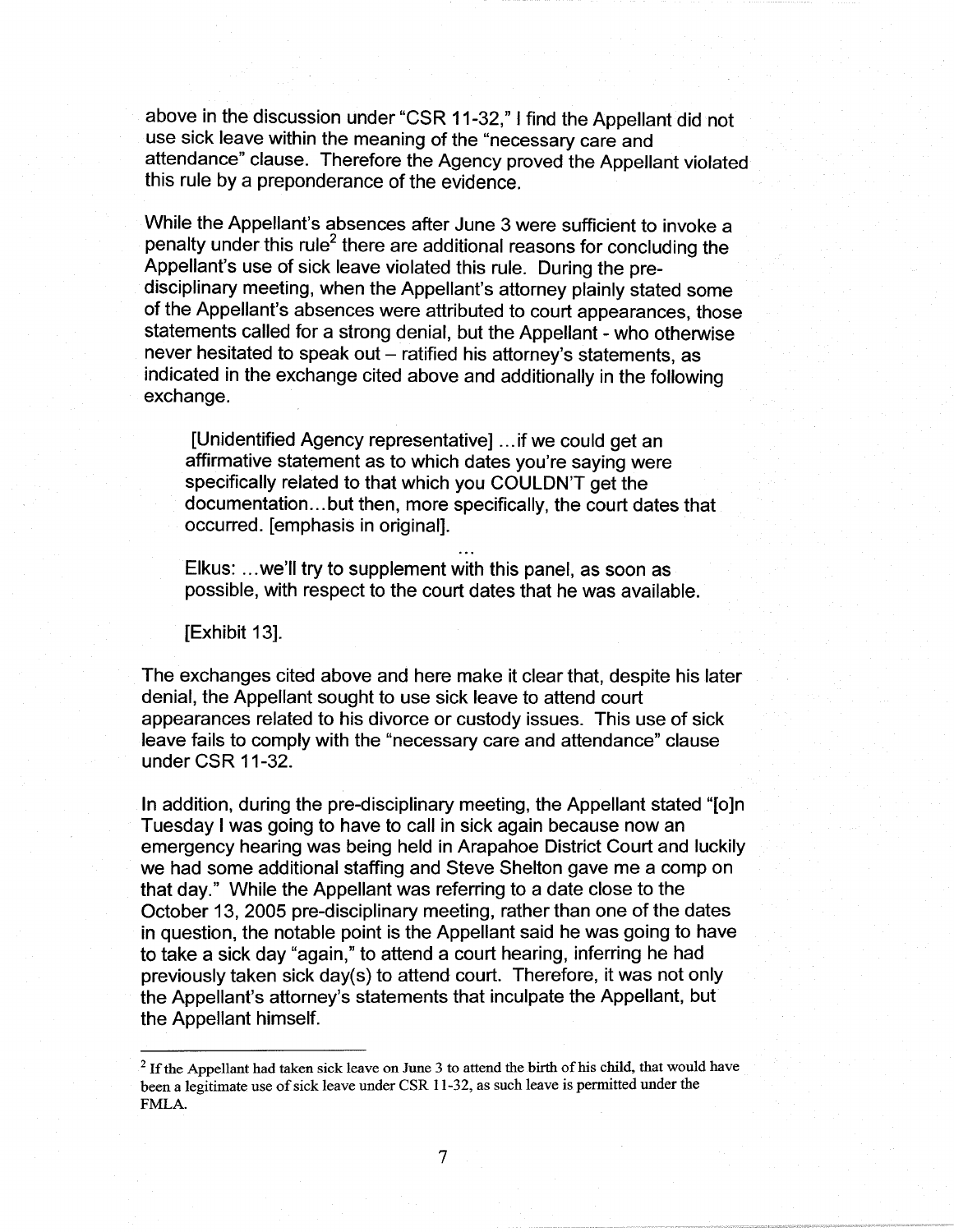above in the discussion under "CSR 11-32," I find the Appellant did not use sick leave within the meaning of the "necessary care and attendance" clause. Therefore the Agency proved the Appellant violated this rule by a preponderance of the evidence.

While the Appellant's absences after June 3 were sufficient to invoke a penalty under this rule[2] there are additional reasons for concluding the Appellant's use of sick leave violated this rule. During the pre-disciplinary meeting, when the Appellant's attorney plainly stated some of the Appellant's absences were attributed to court appearances, those statements called for a strong denial, but the Appellant - who otherwise never hesitated to speak out – ratified his attorney's statements, as indicated in the exchange cited above and additionally in the following exchange.

> [Unidentified Agency representative] ...if we could get an affirmative statement as to which dates you're saying were specifically related to that which you COULDN'T get the documentation...but then, more specifically, the court dates that occurred. [emphasis in original].
>
> ...
>
> Elkus: ...we'll try to supplement with this panel, as soon as possible, with respect to the court dates that he was available.
>
> [Exhibit 13].

The exchanges cited above and here make it clear that, despite his later denial, the Appellant sought to use sick leave to attend court appearances related to his divorce or custody issues. This use of sick leave fails to comply with the "necessary care and attendance" clause under CSR 11-32.

In addition, during the pre-disciplinary meeting, the Appellant stated "[o]n Tuesday I was going to have to call in sick again because now an emergency hearing was being held in Arapahoe District Court and luckily we had some additional staffing and Steve Shelton gave me a comp on that day." While the Appellant was referring to a date close to the October 13, 2005 pre-disciplinary meeting, rather than one of the dates in question, the notable point is the Appellant said he was going to have to take a sick day "again," to attend a court hearing, inferring he had previously taken sick day(s) to attend court. Therefore, it was not only the Appellant's attorney's statements that inculpate the Appellant, but the Appellant himself.

---

[2] If the Appellant had taken sick leave on June 3 to attend the birth of his child, that would have been a legitimate use of sick leave under CSR 11-32, as such leave is permitted under the FMLA.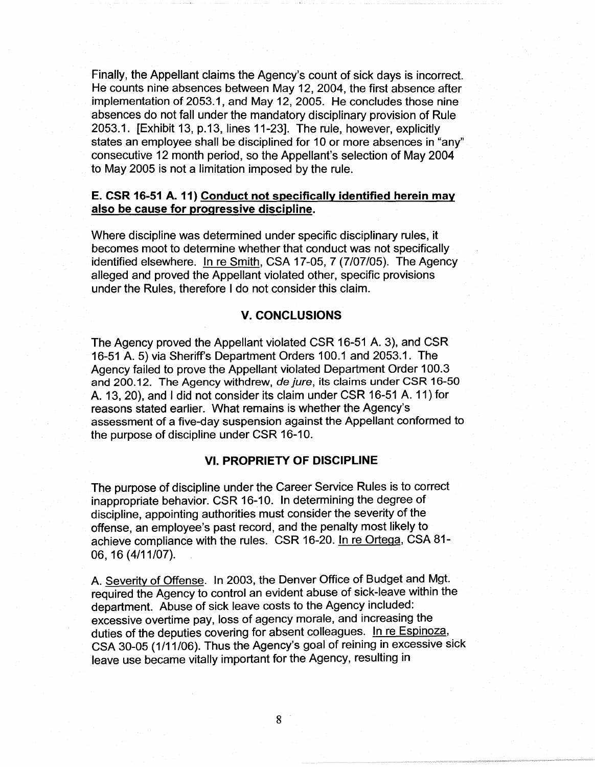Finally, the Appellant claims the Agency's count of sick days is incorrect. He counts nine absences between May 12, 2004, the first absence after implementation of 2053.1, and May 12, 2005. He concludes those nine absences do not fall under the mandatory disciplinary provision of Rule 2053.1. [Exhibit 13, p.13, lines 11-23]. The rule, however, explicitly states an employee shall be disciplined for 10 or more absences in "any" consecutive 12 month period, so the Appellant's selection of May 2004 to May 2005 is not a limitation imposed by the rule.

### E. CSR 16-51 A. 11) <u>Conduct not specifically identified herein may also be cause for progressive discipline</u>.

Where discipline was determined under specific disciplinary rules, it becomes moot to determine whether that conduct was not specifically identified elsewhere. <u>In re Smith</u>, CSA 17-05, 7 (7/07/05). The Agency alleged and proved the Appellant violated other, specific provisions under the Rules, therefore I do not consider this claim.

## V. CONCLUSIONS

The Agency proved the Appellant violated CSR 16-51 A. 3), and CSR 16-51 A. 5) via Sheriff's Department Orders 100.1 and 2053.1. The Agency failed to prove the Appellant violated Department Order 100.3 and 200.12. The Agency withdrew, *de jure*, its claims under CSR 16-50 A. 13, 20), and I did not consider its claim under CSR 16-51 A. 11) for reasons stated earlier. What remains is whether the Agency's assessment of a five-day suspension against the Appellant conformed to the purpose of discipline under CSR 16-10.

## VI. PROPRIETY OF DISCIPLINE

The purpose of discipline under the Career Service Rules is to correct inappropriate behavior. CSR 16-10. In determining the degree of discipline, appointing authorities must consider the severity of the offense, an employee's past record, and the penalty most likely to achieve compliance with the rules. CSR 16-20. <u>In re Ortega</u>, CSA 81-06, 16 (4/11/07).

A. <u>Severity of Offense</u>. In 2003, the Denver Office of Budget and Mgt. required the Agency to control an evident abuse of sick-leave within the department. Abuse of sick leave costs to the Agency included: excessive overtime pay, loss of agency morale, and increasing the duties of the deputies covering for absent colleagues. <u>In re Espinoza</u>, CSA 30-05 (1/11/06). Thus the Agency's goal of reining in excessive sick leave use became vitally important for the Agency, resulting in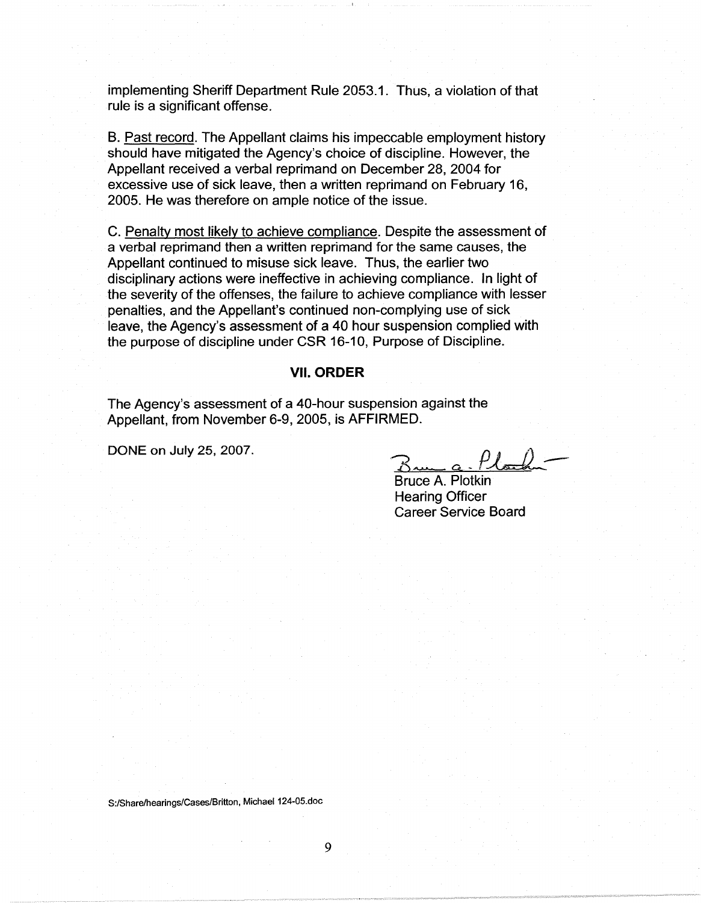implementing Sheriff Department Rule 2053.1. Thus, a violation of that rule is a significant offense.

B. Past record. The Appellant claims his impeccable employment history should have mitigated the Agency's choice of discipline. However, the Appellant received a verbal reprimand on December 28, 2004 for excessive use of sick leave, then a written reprimand on February 16, 2005. He was therefore on ample notice of the issue.

C. Penalty most likely to achieve compliance. Despite the assessment of a verbal reprimand then a written reprimand for the same causes, the Appellant continued to misuse sick leave. Thus, the earlier two disciplinary actions were ineffective in achieving compliance. In light of the severity of the offenses, the failure to achieve compliance with lesser penalties, and the Appellant's continued non-complying use of sick leave, the Agency's assessment of a 40 hour suspension complied with the purpose of discipline under CSR 16-10, Purpose of Discipline.

## VII. ORDER

The Agency's assessment of a 40-hour suspension against the Appellant, from November 6-9, 2005, is AFFIRMED.

DONE on July 25, 2007.

Bruce A. Plotkin
Hearing Officer
Career Service Board

S:/Share/hearings/Cases/Britton, Michael 124-05.doc